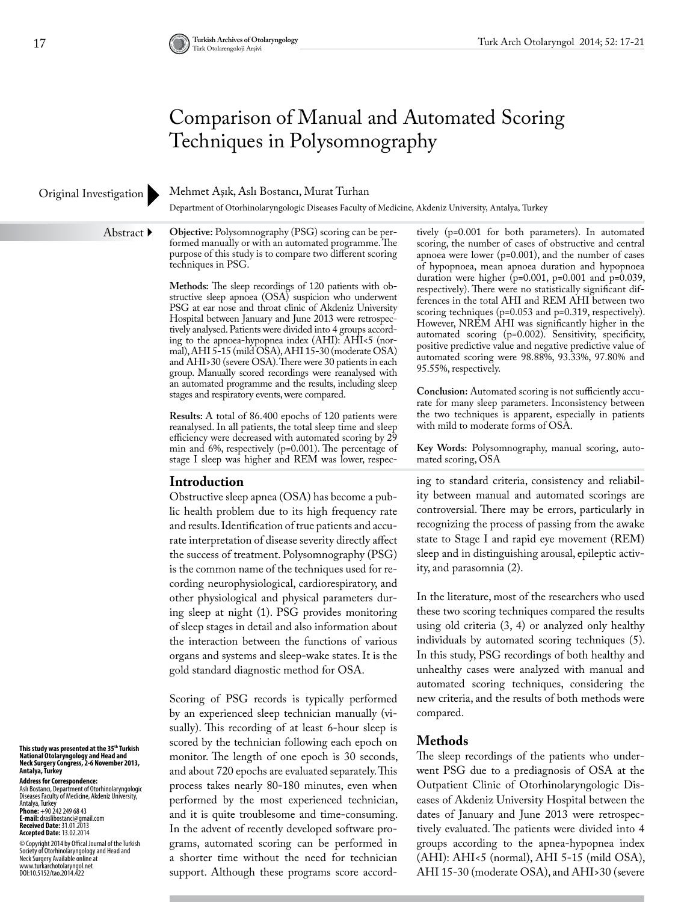# Comparison of Manual and Automated Scoring Techniques in Polysomnography

Original Investigation

Mehmet Aşık, Aslı Bostancı, Murat Turhan

Department of Otorhinolaryngologic Diseases Faculty of Medicine, Akdeniz University, Antalya, Turkey

## Abstract

**Objective:** Polysomnography (PSG) scoring can be performed manually or with an automated programme. The purpose of this study is to compare two different scoring techniques in PSG.

**Methods:** The sleep recordings of 120 patients with obstructive sleep apnoea (OSA) suspicion who underwent PSG at ear nose and throat clinic of Akdeniz University Hospital between January and June 2013 were retrospectively analysed. Patients were divided into 4 groups according to the apnoea-hypopnea index (AHI): AHI<5 (normal), AHI 5-15 (mild OSA), AHI 15-30 (moderate OSA) and AHI>30 (severe OSA). There were 30 patients in each group. Manually scored recordings were reanalysed with an automated programme and the results, including sleep stages and respiratory events, were compared.

**Results:** A total of 86.400 epochs of 120 patients were reanalysed. In all patients, the total sleep time and sleep efficiency were decreased with automated scoring by 29 min and 6%, respectively (p=0.001). The percentage of stage I sleep was higher and REM was lower, respectively (p=0.001 for both parameters). In automated scoring, the number of cases of obstructive and central apnoea were lower (p=0.001), and the number of cases of hypopnoea, mean apnoea duration and hypopnoea duration were higher (p=0.001, p=0.001 and p=0.039, respectively). There were no statistically significant differences in the total AHI and REM AHI between two scoring techniques (p=0.053 and p=0.319, respectively). However, NREM AHI was significantly higher in the automated scoring (p=0.002). Sensitivity, specificity, positive predictive value and negative predictive value of automated scoring were 98.88%, 93.33%, 97.80% and 95.55%, respectively.

**Conclusion:** Automated scoring is not sufficiently accurate for many sleep parameters. Inconsistency between the two techniques is apparent, especially in patients with mild to moderate forms of OSA.

**Key Words:** Polysomnography, manual scoring, automated scoring, OSA

## Introduction

Obstructive sleep apnea (OSA) has become a public health problem due to its high frequency rate and results. Identification of true patients and accurate interpretation of disease severity directly affect the success of treatment. Polysomnography (PSG) is the common name of the techniques used for recording neurophysiological, cardiorespiratory, and other physiological and physical parameters during sleep at night (1). PSG provides monitoring of sleep stages in detail and also information about the interaction between the functions of various organs and systems and sleep-wake states. It is the gold standard diagnostic method for OSA.

Scoring of PSG records is typically performed by an experienced sleep technician manually (visually). This recording of at least 6-hour sleep is scored by the technician following each epoch on monitor. The length of one epoch is 30 seconds, and about 720 epochs are evaluated separately. This process takes nearly 80-180 minutes, even when performed by the most experienced technician, and it is quite troublesome and time-consuming. In the advent of recently developed software programs, automated scoring can be performed in a shorter time without the need for technician support. Although these programs score according to standard criteria, consistency and reliability between manual and automated scorings are controversial. There may be errors, particularly in recognizing the process of passing from the awake state to Stage I and rapid eye movement (REM) sleep and in distinguishing arousal, epileptic activity, and parasomnia (2).

In the literature, most of the researchers who used these two scoring techniques compared the results using old criteria (3, 4) or analyzed only healthy individuals by automated scoring techniques (5). In this study, PSG recordings of both healthy and unhealthy cases were analyzed with manual and automated scoring techniques, considering the new criteria, and the results of both methods were compared.

## Methods

The sleep recordings of the patients who underwent PSG due to a prediagnosis of OSA at the Outpatient Clinic of Otorhinolaryngologic Diseases of Akdeniz University Hospital between the dates of January and June 2013 were retrospectively evaluated. The patients were divided into 4 groups according to the apnea-hypopnea index (AHI): AHI<5 (normal), AHI 5-15 (mild OSA), AHI 15-30 (moderate OSA), and AHI>30 (severe

**This study was presented at the 35th Turkish National Otolaryngology and Head and Neck Surgery Congress, 2-6 November 2013, Antalya, Turkey**

**Address for Correspondence:**
Aslı Bostancı, Department of Otorhinolaryngologic Diseases Faculty of Medicine, Akdeniz University, Antalya, Turkey
**Phone:** +90 242 249 68 43
**E-mail:** draslibostanci@gmail.com
**Received Date:** 31.01.2013
**Accepted Date:** 13.02.2014

© Copyright 2014 by Offical Journal of the Turkish Society of Otorhinolaryngology and Head and Neck Surgery Available online at www.turkarchotolaryngol.net
DOI:10.5152/tao.2014.422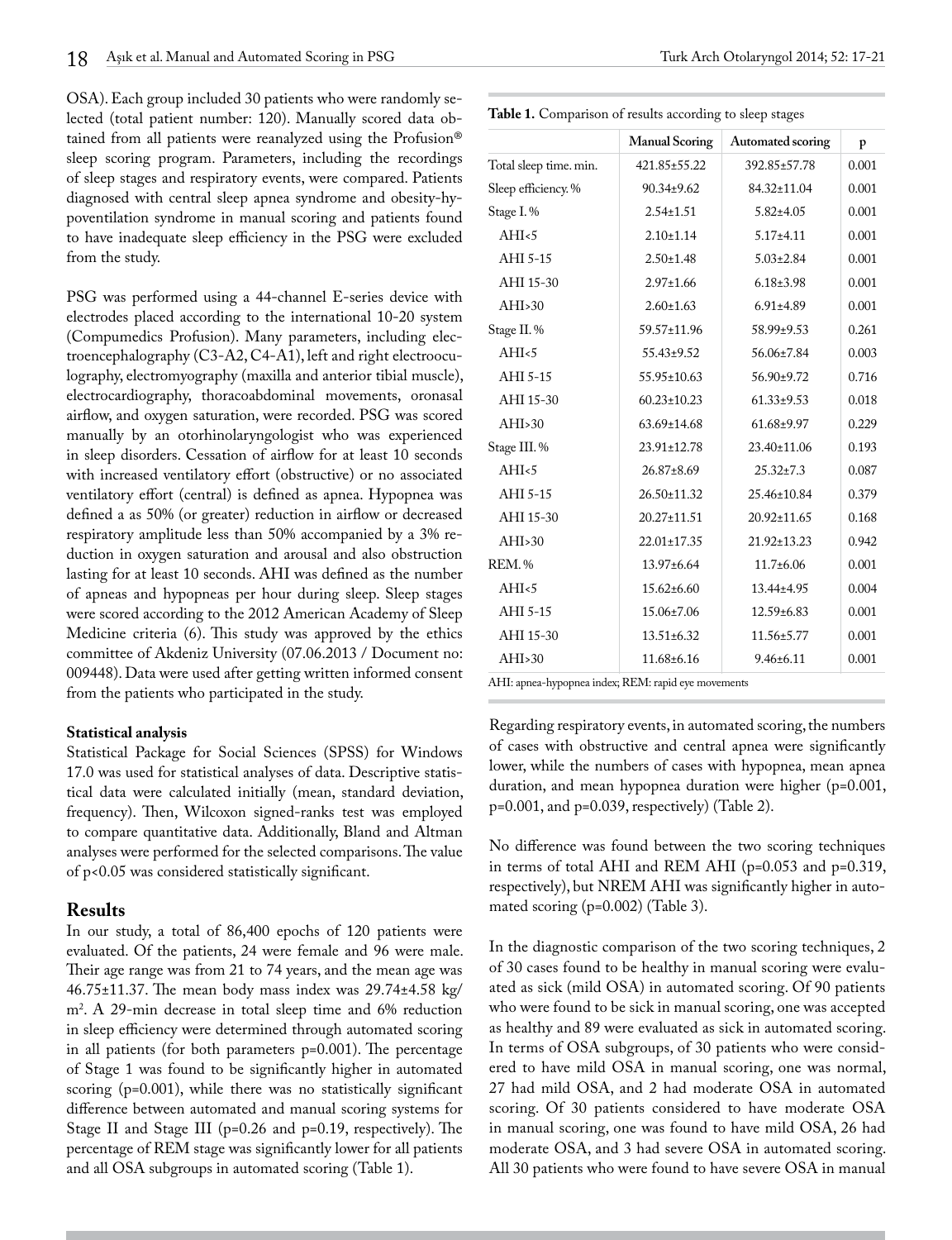OSA). Each group included 30 patients who were randomly selected (total patient number: 120). Manually scored data obtained from all patients were reanalyzed using the Profusion® sleep scoring program. Parameters, including the recordings of sleep stages and respiratory events, were compared. Patients diagnosed with central sleep apnea syndrome and obesity-hypoventilation syndrome in manual scoring and patients found to have inadequate sleep efficiency in the PSG were excluded from the study.

PSG was performed using a 44-channel E-series device with electrodes placed according to the international 10-20 system (Compumedics Profusion). Many parameters, including electroencephalography (C3-A2, C4-A1), left and right electrooculography, electromyography (maxilla and anterior tibial muscle), electrocardiography, thoracoabdominal movements, oronasal airflow, and oxygen saturation, were recorded. PSG was scored manually by an otorhinolaryngologist who was experienced in sleep disorders. Cessation of airflow for at least 10 seconds with increased ventilatory effort (obstructive) or no associated ventilatory effort (central) is defined as apnea. Hypopnea was defined a as 50% (or greater) reduction in airflow or decreased respiratory amplitude less than 50% accompanied by a 3% reduction in oxygen saturation and arousal and also obstruction lasting for at least 10 seconds. AHI was defined as the number of apneas and hypopneas per hour during sleep. Sleep stages were scored according to the 2012 American Academy of Sleep Medicine criteria (6). This study was approved by the ethics committee of Akdeniz University (07.06.2013 / Document no: 009448). Data were used after getting written informed consent from the patients who participated in the study.

**Statistical analysis**

Statistical Package for Social Sciences (SPSS) for Windows 17.0 was used for statistical analyses of data. Descriptive statistical data were calculated initially (mean, standard deviation, frequency). Then, Wilcoxon signed-ranks test was employed to compare quantitative data. Additionally, Bland and Altman analyses were performed for the selected comparisons. The value of p<0.05 was considered statistically significant.

## Results

In our study, a total of 86,400 epochs of 120 patients were evaluated. Of the patients, 24 were female and 96 were male. Their age range was from 21 to 74 years, and the mean age was 46.75±11.37. The mean body mass index was 29.74±4.58 kg/m$^2$. A 29-min decrease in total sleep time and 6% reduction in sleep efficiency were determined through automated scoring in all patients (for both parameters p=0.001). The percentage of Stage 1 was found to be significantly higher in automated scoring (p=0.001), while there was no statistically significant difference between automated and manual scoring systems for Stage II and Stage III (p=0.26 and p=0.19, respectively). The percentage of REM stage was significantly lower for all patients and all OSA subgroups in automated scoring (Table 1).

**Table 1.** Comparison of results according to sleep stages

| | Manual Scoring | Automated scoring | p |
|---|---|---|---|
| Total sleep time. min. | 421.85±55.22 | 392.85±57.78 | 0.001 |
| Sleep efficiency. % | 90.34±9.62 | 84.32±11.04 | 0.001 |
| Stage I. % | 2.54±1.51 | 5.82±4.05 | 0.001 |
| AHI<5 | 2.10±1.14 | 5.17±4.11 | 0.001 |
| AHI 5-15 | 2.50±1.48 | 5.03±2.84 | 0.001 |
| AHI 15-30 | 2.97±1.66 | 6.18±3.98 | 0.001 |
| AHI>30 | 2.60±1.63 | 6.91±4.89 | 0.001 |
| Stage II. % | 59.57±11.96 | 58.99±9.53 | 0.261 |
| AHI<5 | 55.43±9.52 | 56.06±7.84 | 0.003 |
| AHI 5-15 | 55.95±10.63 | 56.90±9.72 | 0.716 |
| AHI 15-30 | 60.23±10.23 | 61.33±9.53 | 0.018 |
| AHI>30 | 63.69±14.68 | 61.68±9.97 | 0.229 |
| Stage III. % | 23.91±12.78 | 23.40±11.06 | 0.193 |
| AHI<5 | 26.87±8.69 | 25.32±7.3 | 0.087 |
| AHI 5-15 | 26.50±11.32 | 25.46±10.84 | 0.379 |
| AHI 15-30 | 20.27±11.51 | 20.92±11.65 | 0.168 |
| AHI>30 | 22.01±17.35 | 21.92±13.23 | 0.942 |
| REM. % | 13.97±6.64 | 11.7±6.06 | 0.001 |
| AHI<5 | 15.62±6.60 | 13.44±4.95 | 0.004 |
| AHI 5-15 | 15.06±7.06 | 12.59±6.83 | 0.001 |
| AHI 15-30 | 13.51±6.32 | 11.56±5.77 | 0.001 |
| AHI>30 | 11.68±6.16 | 9.46±6.11 | 0.001 |

AHI: apnea-hypopnea index; REM: rapid eye movements

Regarding respiratory events, in automated scoring, the numbers of cases with obstructive and central apnea were significantly lower, while the numbers of cases with hypopnea, mean apnea duration, and mean hypopnea duration were higher (p=0.001, p=0.001, and p=0.039, respectively) (Table 2).

No difference was found between the two scoring techniques in terms of total AHI and REM AHI (p=0.053 and p=0.319, respectively), but NREM AHI was significantly higher in automated scoring (p=0.002) (Table 3).

In the diagnostic comparison of the two scoring techniques, 2 of 30 cases found to be healthy in manual scoring were evaluated as sick (mild OSA) in automated scoring. Of 90 patients who were found to be sick in manual scoring, one was accepted as healthy and 89 were evaluated as sick in automated scoring. In terms of OSA subgroups, of 30 patients who were considered to have mild OSA in manual scoring, one was normal, 27 had mild OSA, and 2 had moderate OSA in automated scoring. Of 30 patients considered to have moderate OSA in manual scoring, one was found to have mild OSA, 26 had moderate OSA, and 3 had severe OSA in automated scoring. All 30 patients who were found to have severe OSA in manual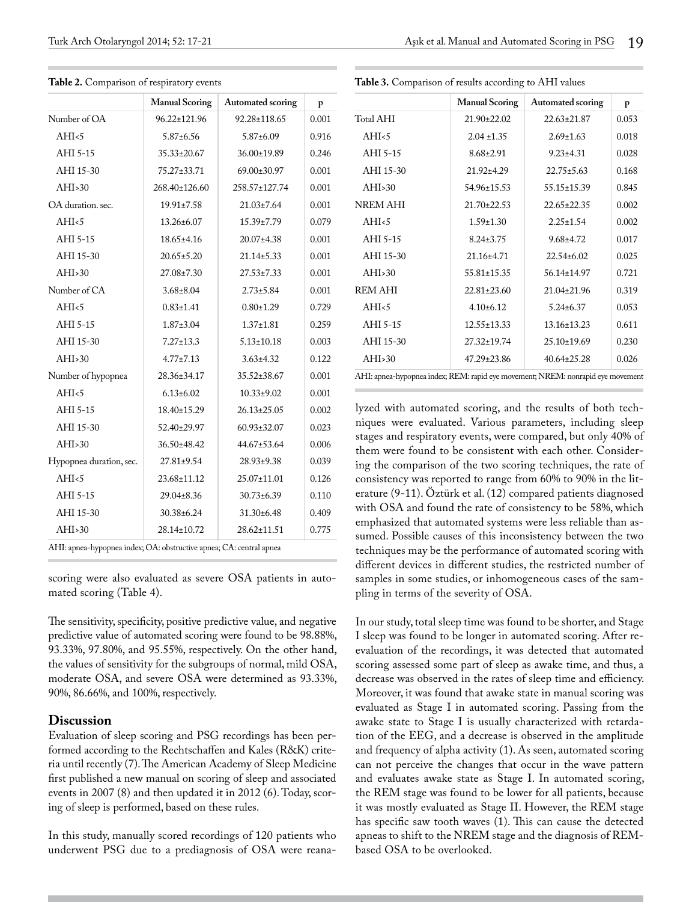**Table 2.** Comparison of respiratory events

| | Manual Scoring | Automated scoring | p |
|---|---|---|---|
| Number of OA | 96.22±121.96 | 92.28±118.65 | 0.001 |
| AHI<5 | 5.87±6.56 | 5.87±6.09 | 0.916 |
| AHI 5-15 | 35.33±20.67 | 36.00±19.89 | 0.246 |
| AHI 15-30 | 75.27±33.71 | 69.00±30.97 | 0.001 |
| AHI>30 | 268.40±126.60 | 258.57±127.74 | 0.001 |
| OA duration. sec. | 19.91±7.58 | 21.03±7.64 | 0.001 |
| AHI<5 | 13.26±6.07 | 15.39±7.79 | 0.079 |
| AHI 5-15 | 18.65±4.16 | 20.07±4.38 | 0.001 |
| AHI 15-30 | 20.65±5.20 | 21.14±5.33 | 0.001 |
| AHI>30 | 27.08±7.30 | 27.53±7.33 | 0.001 |
| Number of CA | 3.68±8.04 | 2.73±5.84 | 0.001 |
| AHI<5 | 0.83±1.41 | 0.80±1.29 | 0.729 |
| AHI 5-15 | 1.87±3.04 | 1.37±1.81 | 0.259 |
| AHI 15-30 | 7.27±13.3 | 5.13±10.18 | 0.003 |
| AHI>30 | 4.77±7.13 | 3.63±4.32 | 0.122 |
| Number of hypopnea | 28.36±34.17 | 35.52±38.67 | 0.001 |
| AHI<5 | 6.13±6.02 | 10.33±9.02 | 0.001 |
| AHI 5-15 | 18.40±15.29 | 26.13±25.05 | 0.002 |
| AHI 15-30 | 52.40±29.97 | 60.93±32.07 | 0.023 |
| AHI>30 | 36.50±48.42 | 44.67±53.64 | 0.006 |
| Hypopnea duration, sec. | 27.81±9.54 | 28.93±9.38 | 0.039 |
| AHI<5 | 23.68±11.12 | 25.07±11.01 | 0.126 |
| AHI 5-15 | 29.04±8.36 | 30.73±6.39 | 0.110 |
| AHI 15-30 | 30.38±6.24 | 31.30±6.48 | 0.409 |
| AHI>30 | 28.14±10.72 | 28.62±11.51 | 0.775 |

AHI: apnea-hypopnea index; OA: obstructive apnea; CA: central apnea

**Table 3.** Comparison of results according to AHI values

| | Manual Scoring | Automated scoring | p |
|---|---|---|---|
| Total AHI | 21.90±22.02 | 22.63±21.87 | 0.053 |
| AHI<5 | 2.04 ±1.35 | 2.69±1.63 | 0.018 |
| AHI 5-15 | 8.68±2.91 | 9.23±4.31 | 0.028 |
| AHI 15-30 | 21.92±4.29 | 22.75±5.63 | 0.168 |
| AHI>30 | 54.96±15.53 | 55.15±15.39 | 0.845 |
| NREM AHI | 21.70±22.53 | 22.65±22.35 | 0.002 |
| AHI<5 | 1.59±1.30 | 2.25±1.54 | 0.002 |
| AHI 5-15 | 8.24±3.75 | 9.68±4.72 | 0.017 |
| AHI 15-30 | 21.16±4.71 | 22.54±6.02 | 0.025 |
| AHI>30 | 55.81±15.35 | 56.14±14.97 | 0.721 |
| REM AHI | 22.81±23.60 | 21.04±21.96 | 0.319 |
| AHI<5 | 4.10±6.12 | 5.24±6.37 | 0.053 |
| AHI 5-15 | 12.55±13.33 | 13.16±13.23 | 0.611 |
| AHI 15-30 | 27.32±19.74 | 25.10±19.69 | 0.230 |
| AHI>30 | 47.29±23.86 | 40.64±25.28 | 0.026 |

AHI: apnea-hypopnea index; REM: rapid eye movement; NREM: nonrapid eye movement

scoring were also evaluated as severe OSA patients in automated scoring (Table 4).

The sensitivity, specificity, positive predictive value, and negative predictive value of automated scoring were found to be 98.88%, 93.33%, 97.80%, and 95.55%, respectively. On the other hand, the values of sensitivity for the subgroups of normal, mild OSA, moderate OSA, and severe OSA were determined as 93.33%, 90%, 86.66%, and 100%, respectively.

## Discussion

Evaluation of sleep scoring and PSG recordings has been performed according to the Rechtschaffen and Kales (R&K) criteria until recently (7). The American Academy of Sleep Medicine first published a new manual on scoring of sleep and associated events in 2007 (8) and then updated it in 2012 (6). Today, scoring of sleep is performed, based on these rules.

In this study, manually scored recordings of 120 patients who underwent PSG due to a prediagnosis of OSA were reanalyzed with automated scoring, and the results of both techniques were evaluated. Various parameters, including sleep stages and respiratory events, were compared, but only 40% of them were found to be consistent with each other. Considering the comparison of the two scoring techniques, the rate of consistency was reported to range from 60% to 90% in the literature (9-11). Öztürk et al. (12) compared patients diagnosed with OSA and found the rate of consistency to be 58%, which emphasized that automated systems were less reliable than assumed. Possible causes of this inconsistency between the two techniques may be the performance of automated scoring with different devices in different studies, the restricted number of samples in some studies, or inhomogeneous cases of the sampling in terms of the severity of OSA.

In our study, total sleep time was found to be shorter, and Stage I sleep was found to be longer in automated scoring. After reevaluation of the recordings, it was detected that automated scoring assessed some part of sleep as awake time, and thus, a decrease was observed in the rates of sleep time and efficiency. Moreover, it was found that awake state in manual scoring was evaluated as Stage I in automated scoring. Passing from the awake state to Stage I is usually characterized with retardation of the EEG, and a decrease is observed in the amplitude and frequency of alpha activity (1). As seen, automated scoring can not perceive the changes that occur in the wave pattern and evaluates awake state as Stage I. In automated scoring, the REM stage was found to be lower for all patients, because it was mostly evaluated as Stage II. However, the REM stage has specific saw tooth waves (1). This can cause the detected apneas to shift to the NREM stage and the diagnosis of REM-based OSA to be overlooked.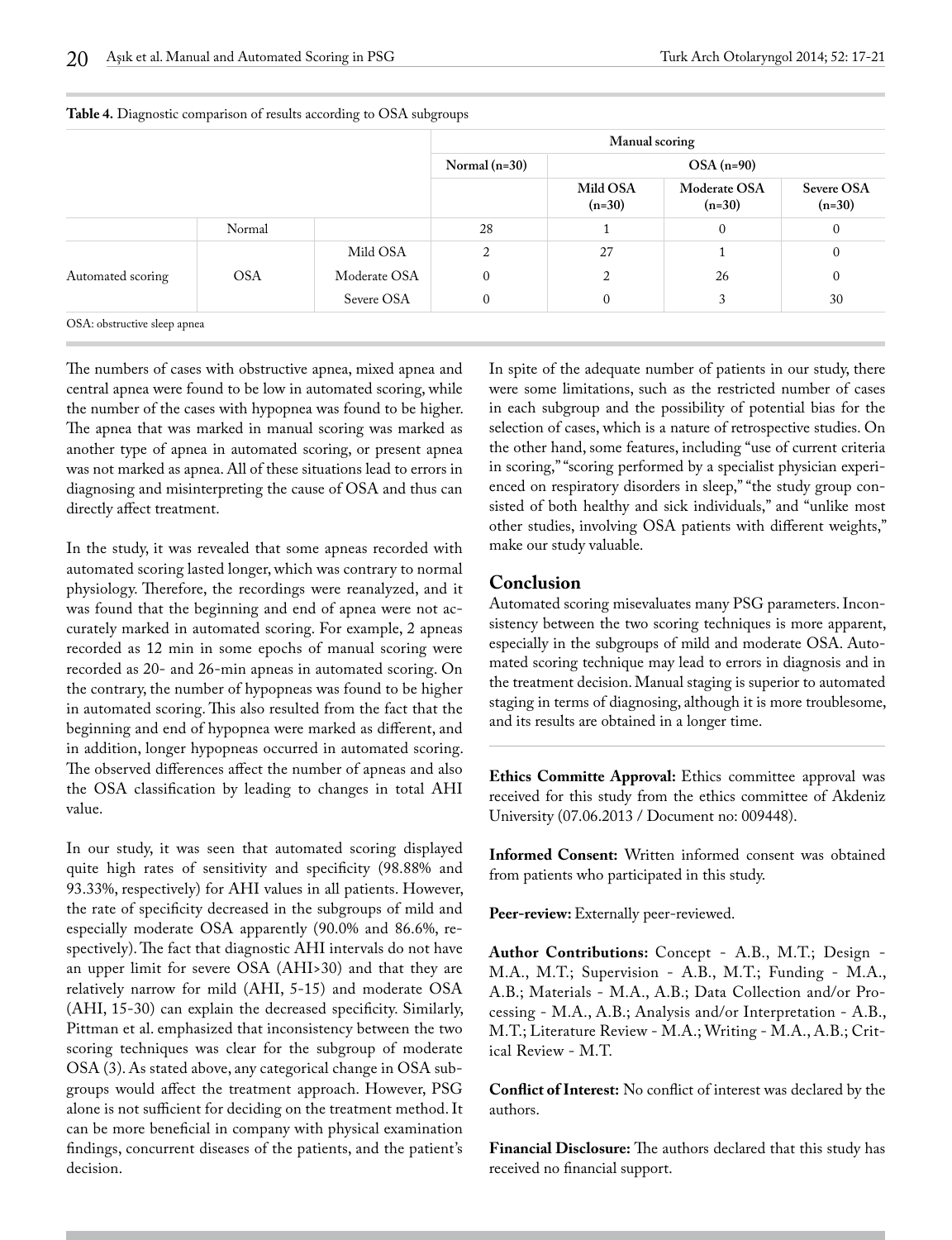**Table 4.** Diagnostic comparison of results according to OSA subgroups

| | | | Manual scoring | | | |
|---|---|---|---|---|---|---|
| | | | Normal (n=30) | OSA (n=90) | | |
| | | | | Mild OSA (n=30) | Moderate OSA (n=30) | Severe OSA (n=30) |
| | Normal | | 28 | 1 | 0 | 0 |
| Automated scoring | OSA | Mild OSA | 2 | 27 | 1 | 0 |
| | | Moderate OSA | 0 | 2 | 26 | 0 |
| | | Severe OSA | 0 | 0 | 3 | 30 |

OSA: obstructive sleep apnea

The numbers of cases with obstructive apnea, mixed apnea and central apnea were found to be low in automated scoring, while the number of the cases with hypopnea was found to be higher. The apnea that was marked in manual scoring was marked as another type of apnea in automated scoring, or present apnea was not marked as apnea. All of these situations lead to errors in diagnosing and misinterpreting the cause of OSA and thus can directly affect treatment.

In the study, it was revealed that some apneas recorded with automated scoring lasted longer, which was contrary to normal physiology. Therefore, the recordings were reanalyzed, and it was found that the beginning and end of apnea were not accurately marked in automated scoring. For example, 2 apneas recorded as 12 min in some epochs of manual scoring were recorded as 20- and 26-min apneas in automated scoring. On the contrary, the number of hypopneas was found to be higher in automated scoring. This also resulted from the fact that the beginning and end of hypopnea were marked as different, and in addition, longer hypopneas occurred in automated scoring. The observed differences affect the number of apneas and also the OSA classification by leading to changes in total AHI value.

In our study, it was seen that automated scoring displayed quite high rates of sensitivity and specificity (98.88% and 93.33%, respectively) for AHI values in all patients. However, the rate of specificity decreased in the subgroups of mild and especially moderate OSA apparently (90.0% and 86.6%, respectively). The fact that diagnostic AHI intervals do not have an upper limit for severe OSA (AHI>30) and that they are relatively narrow for mild (AHI, 5-15) and moderate OSA (AHI, 15-30) can explain the decreased specificity. Similarly, Pittman et al. emphasized that inconsistency between the two scoring techniques was clear for the subgroup of moderate OSA (3). As stated above, any categorical change in OSA subgroups would affect the treatment approach. However, PSG alone is not sufficient for deciding on the treatment method. It can be more beneficial in company with physical examination findings, concurrent diseases of the patients, and the patient's decision.

In spite of the adequate number of patients in our study, there were some limitations, such as the restricted number of cases in each subgroup and the possibility of potential bias for the selection of cases, which is a nature of retrospective studies. On the other hand, some features, including "use of current criteria in scoring," "scoring performed by a specialist physician experienced on respiratory disorders in sleep," "the study group consisted of both healthy and sick individuals," and "unlike most other studies, involving OSA patients with different weights," make our study valuable.

## Conclusion

Automated scoring misevaluates many PSG parameters. Inconsistency between the two scoring techniques is more apparent, especially in the subgroups of mild and moderate OSA. Automated scoring technique may lead to errors in diagnosis and in the treatment decision. Manual staging is superior to automated staging in terms of diagnosing, although it is more troublesome, and its results are obtained in a longer time.

**Ethics Committe Approval:** Ethics committee approval was received for this study from the ethics committee of Akdeniz University (07.06.2013 / Document no: 009448).

**Informed Consent:** Written informed consent was obtained from patients who participated in this study.

**Peer-review:** Externally peer-reviewed.

**Author Contributions:** Concept - A.B., M.T.; Design - M.A., M.T.; Supervision - A.B., M.T.; Funding - M.A., A.B.; Materials - M.A., A.B.; Data Collection and/or Processing - M.A., A.B.; Analysis and/or Interpretation - A.B., M.T.; Literature Review - M.A.; Writing - M.A., A.B.; Critical Review - M.T.

**Conflict of Interest:** No conflict of interest was declared by the authors.

**Financial Disclosure:** The authors declared that this study has received no financial support.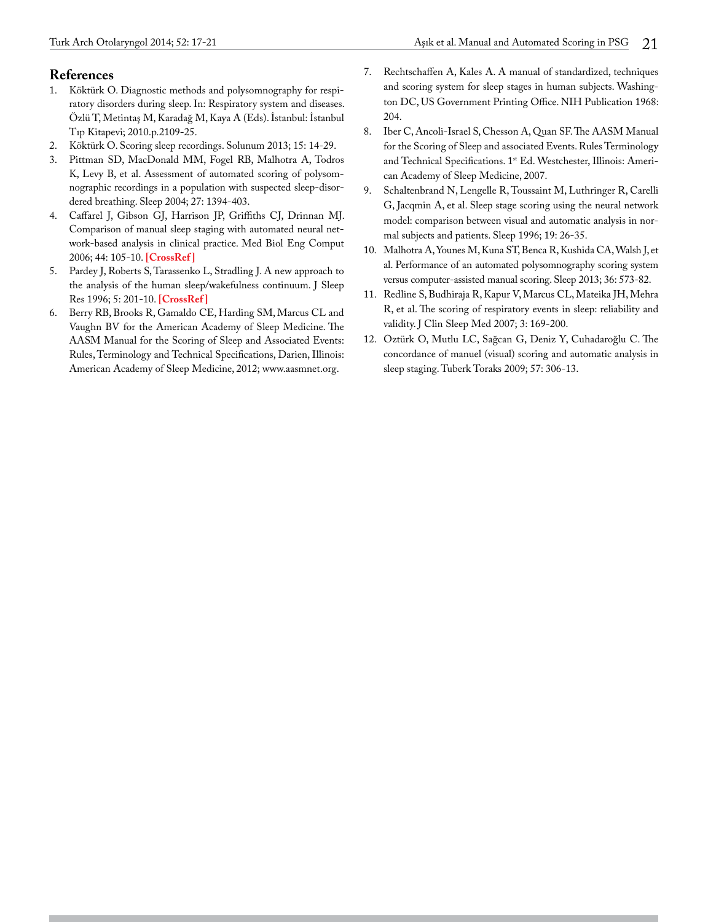## References

1. Köktürk O. Diagnostic methods and polysomnography for respiratory disorders during sleep. In: Respiratory system and diseases. Özlü T, Metintaş M, Karadağ M, Kaya A (Eds). İstanbul: İstanbul Tıp Kitapevi; 2010.p.2109-25.
2. Köktürk O. Scoring sleep recordings. Solunum 2013; 15: 14-29.
3. Pittman SD, MacDonald MM, Fogel RB, Malhotra A, Todros K, Levy B, et al. Assessment of automated scoring of polysomnographic recordings in a population with suspected sleep-disordered breathing. Sleep 2004; 27: 1394-403.
4. Caffarel J, Gibson GJ, Harrison JP, Griffiths CJ, Drinnan MJ. Comparison of manual sleep staging with automated neural network-based analysis in clinical practice. Med Biol Eng Comput 2006; 44: 105-10. **[CrossRef]**
5. Pardey J, Roberts S, Tarassenko L, Stradling J. A new approach to the analysis of the human sleep/wakefulness continuum. J Sleep Res 1996; 5: 201-10. **[CrossRef]**
6. Berry RB, Brooks R, Gamaldo CE, Harding SM, Marcus CL and Vaughn BV for the American Academy of Sleep Medicine. The AASM Manual for the Scoring of Sleep and Associated Events: Rules, Terminology and Technical Specifications, Darien, Illinois: American Academy of Sleep Medicine, 2012; www.aasmnet.org.
7. Rechtschaffen A, Kales A. A manual of standardized, techniques and scoring system for sleep stages in human subjects. Washington DC, US Government Printing Office. NIH Publication 1968: 204.
8. Iber C, Ancoli-Israel S, Chesson A, Quan SF. The AASM Manual for the Scoring of Sleep and associated Events. Rules Terminology and Technical Specifications. 1st Ed. Westchester, Illinois: American Academy of Sleep Medicine, 2007.
9. Schaltenbrand N, Lengelle R, Toussaint M, Luthringer R, Carelli G, Jacqmin A, et al. Sleep stage scoring using the neural network model: comparison between visual and automatic analysis in normal subjects and patients. Sleep 1996; 19: 26-35.
10. Malhotra A, Younes M, Kuna ST, Benca R, Kushida CA, Walsh J, et al. Performance of an automated polysomnography scoring system versus computer-assisted manual scoring. Sleep 2013; 36: 573-82.
11. Redline S, Budhiraja R, Kapur V, Marcus CL, Mateika JH, Mehra R, et al. The scoring of respiratory events in sleep: reliability and validity. J Clin Sleep Med 2007; 3: 169-200.
12. Oztürk O, Mutlu LC, Sağcan G, Deniz Y, Cuhadaroğlu C. The concordance of manuel (visual) scoring and automatic analysis in sleep staging. Tuberk Toraks 2009; 57: 306-13.